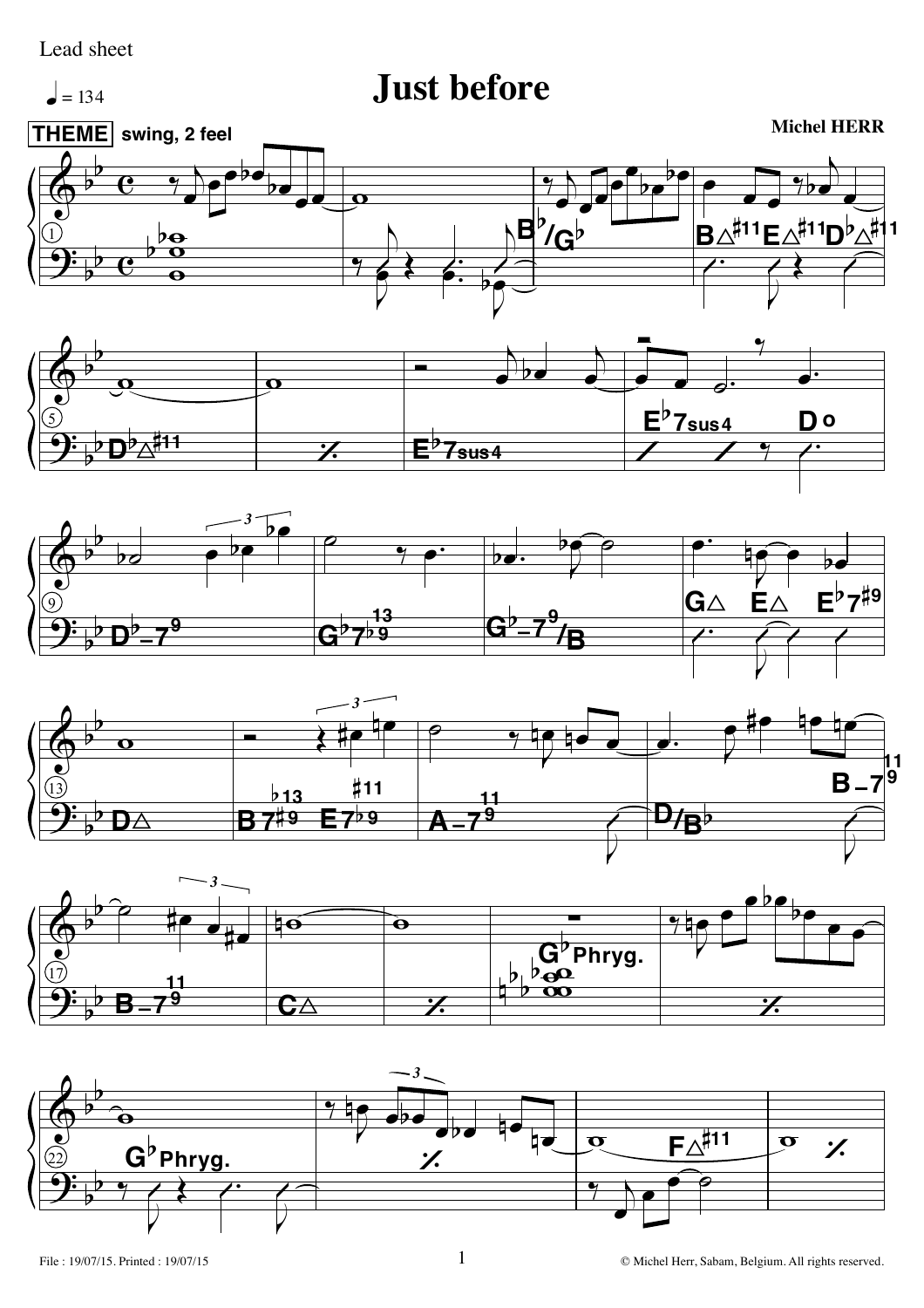Lead sheet

# Just before

♩ = 134

**Michel HERR**

**THEME** swing, 2 feel

B♭/G♭ — B△♯11 E△♯11 D♭△♯11

D♭△♯11 — ⁒ — E♭7sus4 — E♭7sus4 D o

D♭–7 9 — G♭7 ♭9 13 — G♭–7 9/B — G△ E△ E♭7♯9

D△ — B7♯9 ♭13 E7♭9 ♯11 — A–7 9 11 — D/B♭ B–7 9 11

B–7 9 11 — C△ — ⁒ — G♭ Phryg. — ⁒

G♭ Phryg. — ⁒ — F△♯11 — ⁒

File : 19/07/15. Printed : 19/07/15

© Michel Herr, Sabam, Belgium. All rights reserved.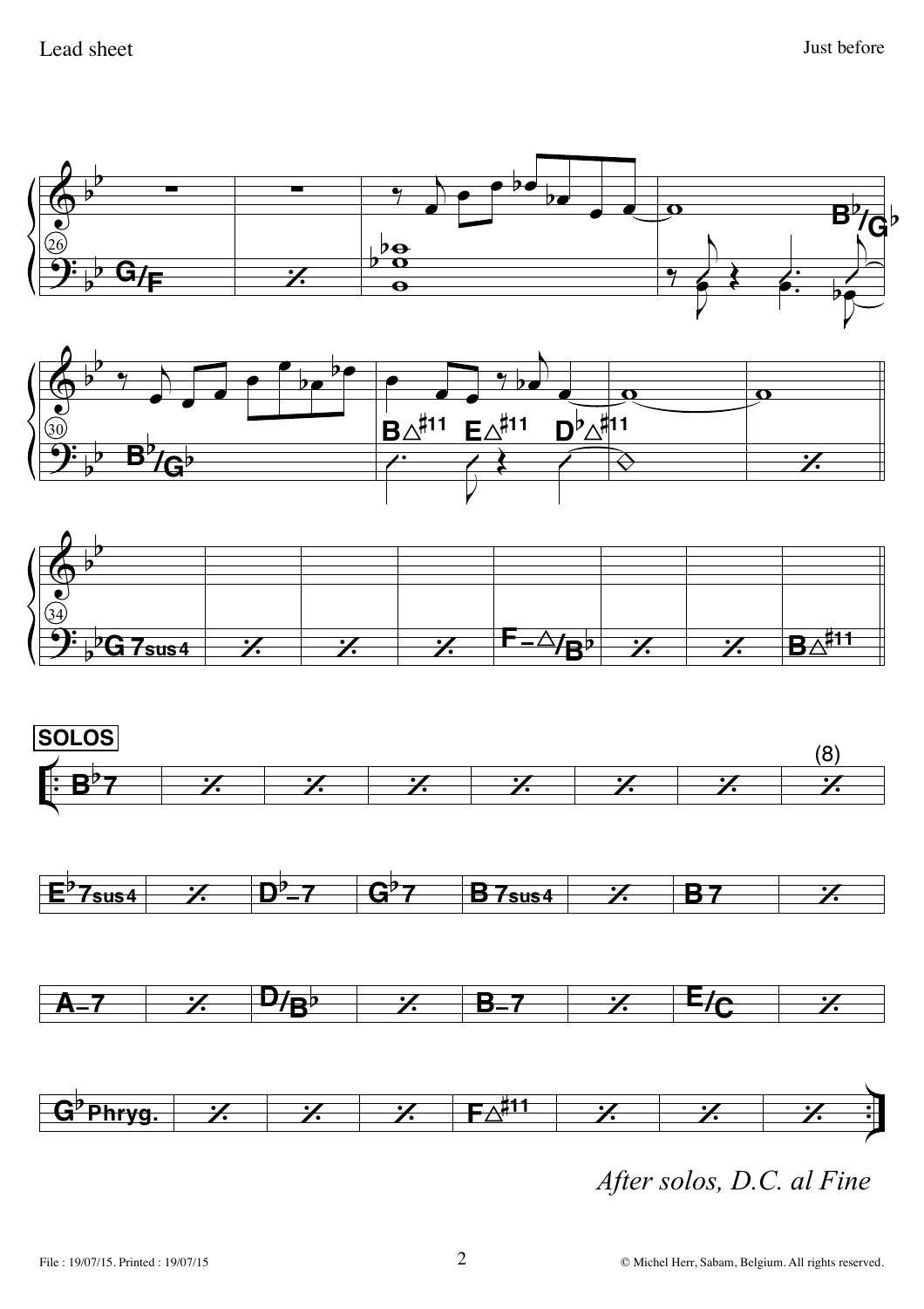**SOLOS**

After solos, D.C. al Fine